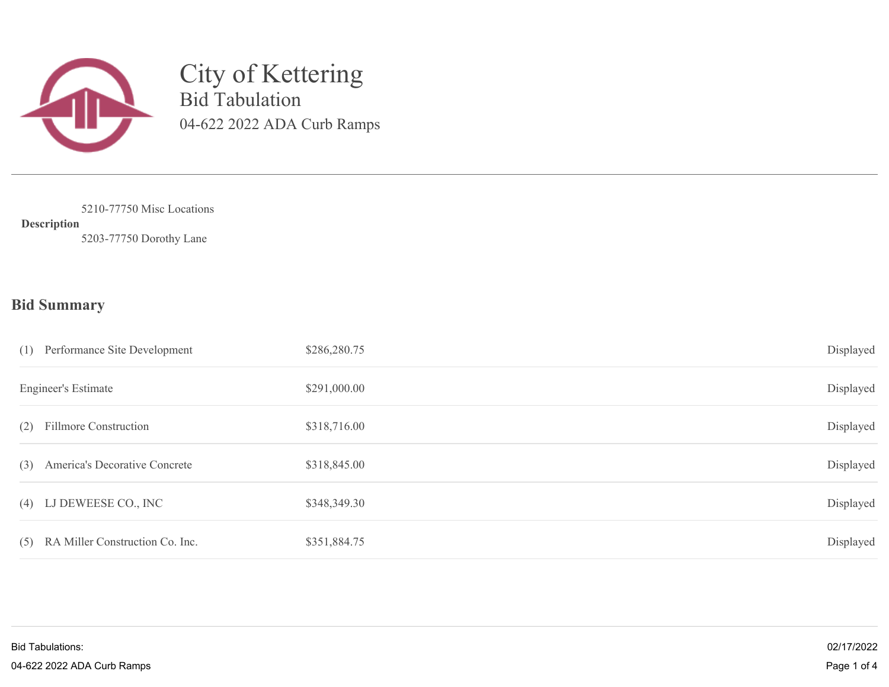# City of Kettering

## Bid Tabulation

### 04-622 2022 ADA Curb Ramps

**Description**

5210-77750 Misc Locations

5203-77750 Dorothy Lane

## Bid Summary

| | | |
|---|---|---|
| (1) Performance Site Development | $286,280.75 | Displayed |
| Engineer's Estimate | $291,000.00 | Displayed |
| (2) Fillmore Construction | $318,716.00 | Displayed |
| (3) America's Decorative Concrete | $318,845.00 | Displayed |
| (4) LJ DEWEESE CO., INC | $348,349.30 | Displayed |
| (5) RA Miller Construction Co. Inc. | $351,884.75 | Displayed |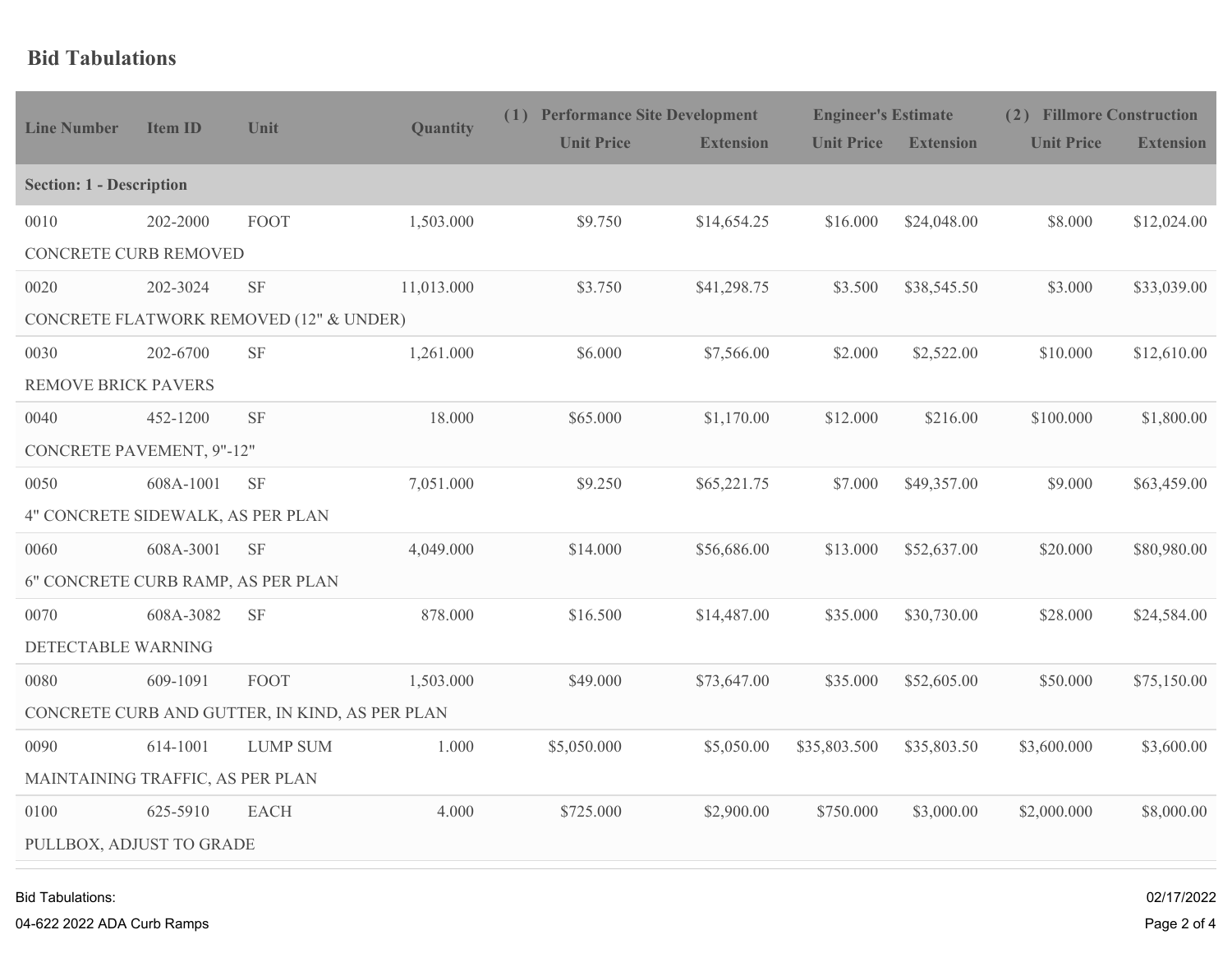## Bid Tabulations

| Line Number | Item ID | Unit | Quantity | (1) Performance Site Development | | Engineer's Estimate | | (2) Fillmore Construction | |
|---|---|---|---|---|---|---|---|---|---|
| | | | | Unit Price | Extension | Unit Price | Extension | Unit Price | Extension |
| **Section: 1 - Description** | | | | | | | | | |
| 0010 | 202-2000 | FOOT | 1,503.000 | $9.750 | $14,654.25 | $16.000 | $24,048.00 | $8.000 | $12,024.00 |
| CONCRETE CURB REMOVED | | | | | | | | | |
| 0020 | 202-3024 | SF | 11,013.000 | $3.750 | $41,298.75 | $3.500 | $38,545.50 | $3.000 | $33,039.00 |
| CONCRETE FLATWORK REMOVED (12" & UNDER) | | | | | | | | | |
| 0030 | 202-6700 | SF | 1,261.000 | $6.000 | $7,566.00 | $2.000 | $2,522.00 | $10.000 | $12,610.00 |
| REMOVE BRICK PAVERS | | | | | | | | | |
| 0040 | 452-1200 | SF | 18.000 | $65.000 | $1,170.00 | $12.000 | $216.00 | $100.000 | $1,800.00 |
| CONCRETE PAVEMENT, 9"-12" | | | | | | | | | |
| 0050 | 608A-1001 | SF | 7,051.000 | $9.250 | $65,221.75 | $7.000 | $49,357.00 | $9.000 | $63,459.00 |
| 4" CONCRETE SIDEWALK, AS PER PLAN | | | | | | | | | |
| 0060 | 608A-3001 | SF | 4,049.000 | $14.000 | $56,686.00 | $13.000 | $52,637.00 | $20.000 | $80,980.00 |
| 6" CONCRETE CURB RAMP, AS PER PLAN | | | | | | | | | |
| 0070 | 608A-3082 | SF | 878.000 | $16.500 | $14,487.00 | $35.000 | $30,730.00 | $28.000 | $24,584.00 |
| DETECTABLE WARNING | | | | | | | | | |
| 0080 | 609-1091 | FOOT | 1,503.000 | $49.000 | $73,647.00 | $35.000 | $52,605.00 | $50.000 | $75,150.00 |
| CONCRETE CURB AND GUTTER, IN KIND, AS PER PLAN | | | | | | | | | |
| 0090 | 614-1001 | LUMP SUM | 1.000 | $5,050.000 | $5,050.00 | $35,803.500 | $35,803.50 | $3,600.000 | $3,600.00 |
| MAINTAINING TRAFFIC, AS PER PLAN | | | | | | | | | |
| 0100 | 625-5910 | EACH | 4.000 | $725.000 | $2,900.00 | $750.000 | $3,000.00 | $2,000.000 | $8,000.00 |
| PULLBOX, ADJUST TO GRADE | | | | | | | | | |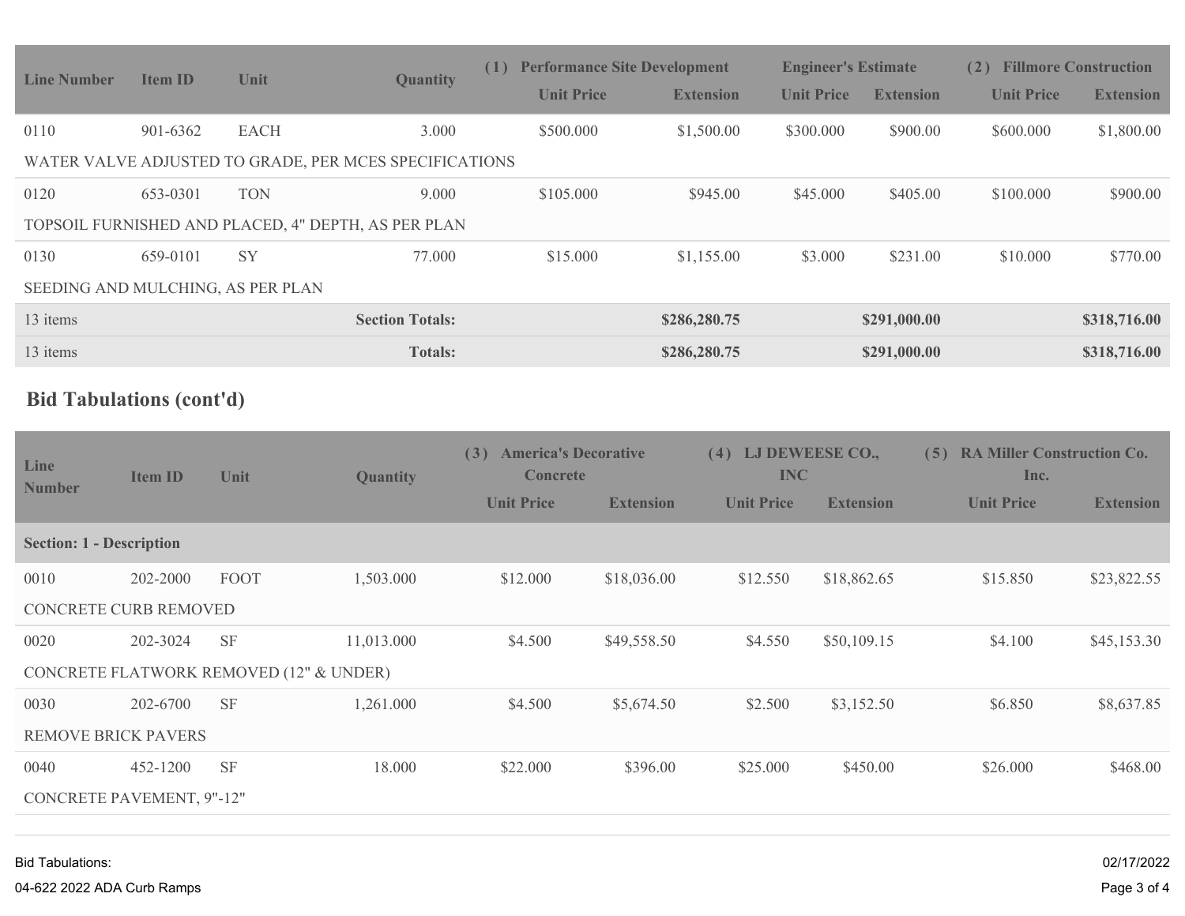| Line Number | Item ID | Unit | Quantity | (1) Performance Site Development | | Engineer's Estimate | | (2) Fillmore Construction | |
|---|---|---|---|---|---|---|---|---|---|
| | | | | Unit Price | Extension | Unit Price | Extension | Unit Price | Extension |
| 0110 | 901-6362 | EACH | 3.000 | $500.000 | $1,500.00 | $300.000 | $900.00 | $600.000 | $1,800.00 |
| WATER VALVE ADJUSTED TO GRADE, PER MCES SPECIFICATIONS | | | | | | | | | |
| 0120 | 653-0301 | TON | 9.000 | $105.000 | $945.00 | $45.000 | $405.00 | $100.000 | $900.00 |
| TOPSOIL FURNISHED AND PLACED, 4" DEPTH, AS PER PLAN | | | | | | | | | |
| 0130 | 659-0101 | SY | 77.000 | $15.000 | $1,155.00 | $3.000 | $231.00 | $10.000 | $770.00 |
| SEEDING AND MULCHING, AS PER PLAN | | | | | | | | | |
| 13 items | | | **Section Totals:** | | **$286,280.75** | | **$291,000.00** | | **$318,716.00** |
| 13 items | | | **Totals:** | | **$286,280.75** | | **$291,000.00** | | **$318,716.00** |

## Bid Tabulations (cont'd)

| Line Number | Item ID | Unit | Quantity | (3) America's Decorative Concrete | | (4) LJ DEWEESE CO., INC | | (5) RA Miller Construction Co. Inc. | |
|---|---|---|---|---|---|---|---|---|---|
| | | | | Unit Price | Extension | Unit Price | Extension | Unit Price | Extension |
| **Section: 1 - Description** | | | | | | | | | |
| 0010 | 202-2000 | FOOT | 1,503.000 | $12.000 | $18,036.00 | $12.550 | $18,862.65 | $15.850 | $23,822.55 |
| CONCRETE CURB REMOVED | | | | | | | | | |
| 0020 | 202-3024 | SF | 11,013.000 | $4.500 | $49,558.50 | $4.550 | $50,109.15 | $4.100 | $45,153.30 |
| CONCRETE FLATWORK REMOVED (12" & UNDER) | | | | | | | | | |
| 0030 | 202-6700 | SF | 1,261.000 | $4.500 | $5,674.50 | $2.500 | $3,152.50 | $6.850 | $8,637.85 |
| REMOVE BRICK PAVERS | | | | | | | | | |
| 0040 | 452-1200 | SF | 18.000 | $22.000 | $396.00 | $25.000 | $450.00 | $26.000 | $468.00 |
| CONCRETE PAVEMENT, 9"-12" | | | | | | | | | |

Bid Tabulations:

04-622 2022 ADA Curb Ramps

02/17/2022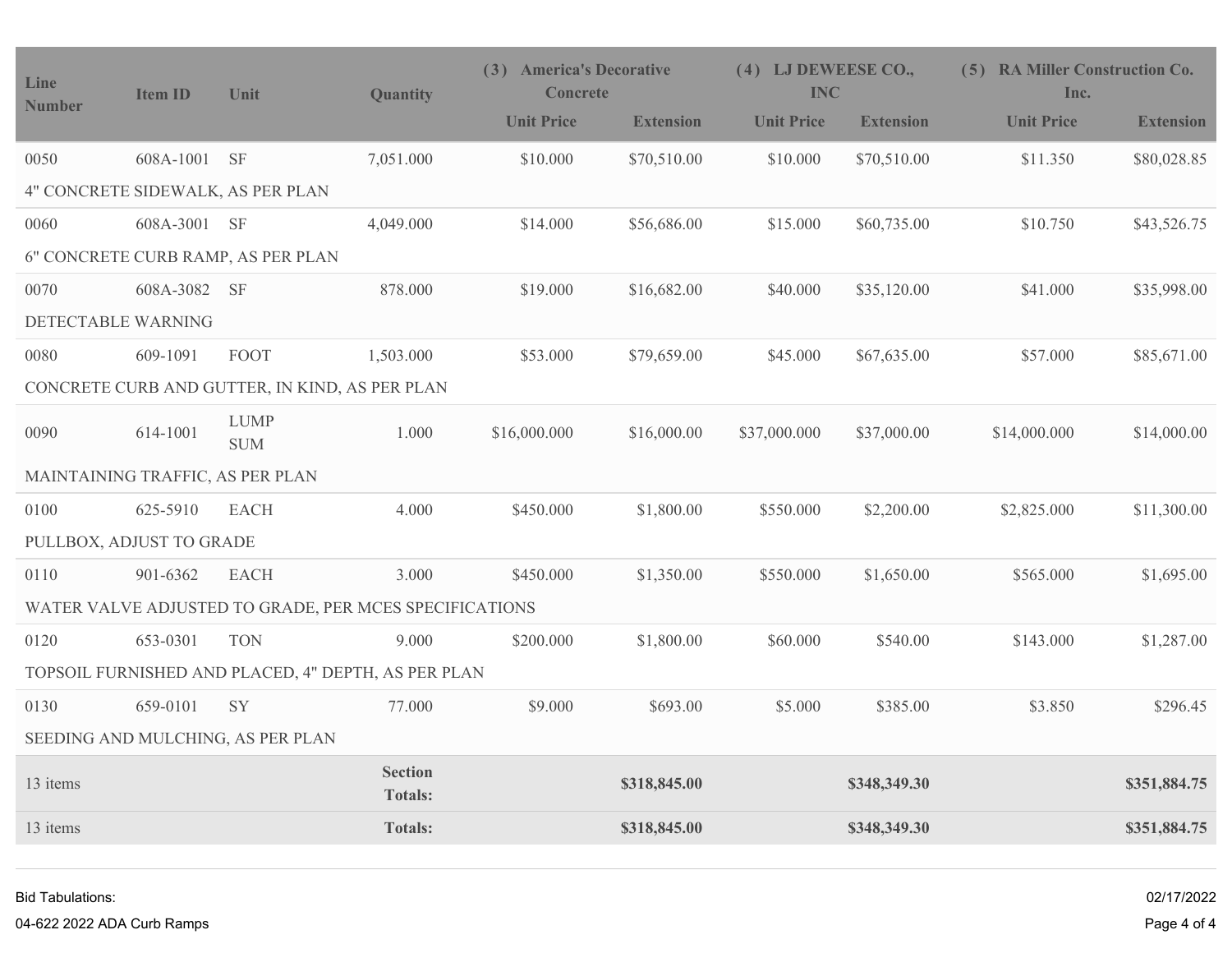| Line Number | Item ID | Unit | Quantity | (3) America's Decorative Concrete | | (4) LJ DEWEESE CO., INC | | (5) RA Miller Construction Co. Inc. | |
|---|---|---|---|---|---|---|---|---|---|
| | | | | Unit Price | Extension | Unit Price | Extension | Unit Price | Extension |
| 0050 | 608A-1001 | SF | 7,051.000 | $10.000 | $70,510.00 | $10.000 | $70,510.00 | $11.350 | $80,028.85 |
| 4" CONCRETE SIDEWALK, AS PER PLAN | | | | | | | | | |
| 0060 | 608A-3001 | SF | 4,049.000 | $14.000 | $56,686.00 | $15.000 | $60,735.00 | $10.750 | $43,526.75 |
| 6" CONCRETE CURB RAMP, AS PER PLAN | | | | | | | | | |
| 0070 | 608A-3082 | SF | 878.000 | $19.000 | $16,682.00 | $40.000 | $35,120.00 | $41.000 | $35,998.00 |
| DETECTABLE WARNING | | | | | | | | | |
| 0080 | 609-1091 | FOOT | 1,503.000 | $53.000 | $79,659.00 | $45.000 | $67,635.00 | $57.000 | $85,671.00 |
| CONCRETE CURB AND GUTTER, IN KIND, AS PER PLAN | | | | | | | | | |
| 0090 | 614-1001 | LUMP SUM | 1.000 | $16,000.000 | $16,000.00 | $37,000.000 | $37,000.00 | $14,000.000 | $14,000.00 |
| MAINTAINING TRAFFIC, AS PER PLAN | | | | | | | | | |
| 0100 | 625-5910 | EACH | 4.000 | $450.000 | $1,800.00 | $550.000 | $2,200.00 | $2,825.000 | $11,300.00 |
| PULLBOX, ADJUST TO GRADE | | | | | | | | | |
| 0110 | 901-6362 | EACH | 3.000 | $450.000 | $1,350.00 | $550.000 | $1,650.00 | $565.000 | $1,695.00 |
| WATER VALVE ADJUSTED TO GRADE, PER MCES SPECIFICATIONS | | | | | | | | | |
| 0120 | 653-0301 | TON | 9.000 | $200.000 | $1,800.00 | $60.000 | $540.00 | $143.000 | $1,287.00 |
| TOPSOIL FURNISHED AND PLACED, 4" DEPTH, AS PER PLAN | | | | | | | | | |
| 0130 | 659-0101 | SY | 77.000 | $9.000 | $693.00 | $5.000 | $385.00 | $3.850 | $296.45 |
| SEEDING AND MULCHING, AS PER PLAN | | | | | | | | | |
| 13 items | | | **Section Totals:** | | **$318,845.00** | | **$348,349.30** | | **$351,884.75** |
| 13 items | | | **Totals:** | | **$318,845.00** | | **$348,349.30** | | **$351,884.75** |

Bid Tabulations:

04-622 2022 ADA Curb Ramps

02/17/2022